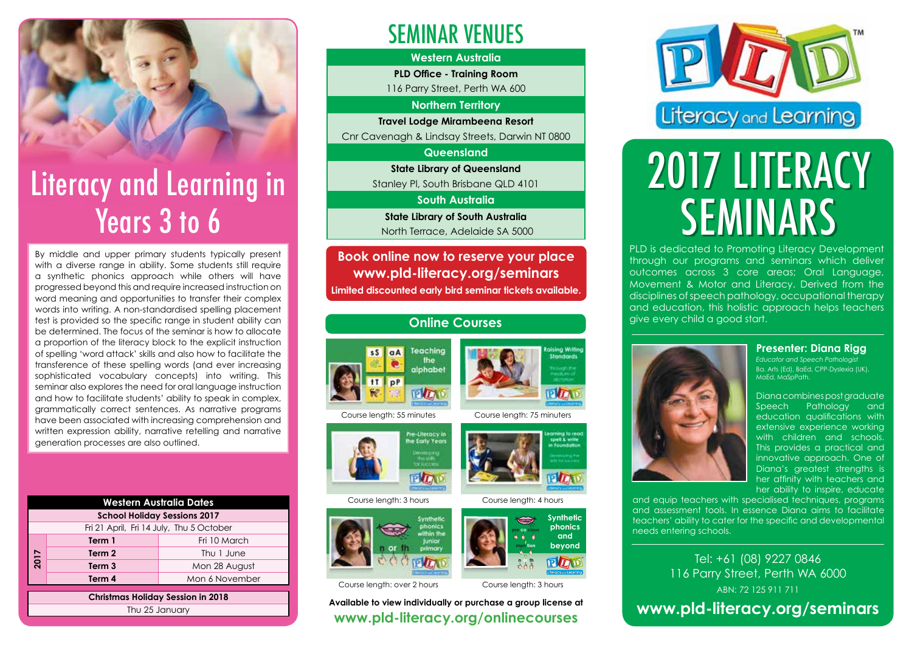# Literacy and Learning in Years 3 to 6

By middle and upper primary students typically present with a diverse range in ability. Some students still require a synthetic phonics approach while others will have progressed beyond this and require increased instruction on word meaning and opportunities to transfer their complex words into writing. A non-standardised spelling placement test is provided so the specific range in student ability can be determined. The focus of the seminar is how to allocate a proportion of the literacy block to the explicit instruction of spelling 'word attack' skills and also how to facilitate the transference of these spelling words (and ever increasing sophisticated vocabulary concepts) into writing. This seminar also explores the need for oral language instruction and how to facilitate students' ability to speak in complex, grammatically correct sentences. As narrative programs have been associated with increasing comprehension and written expression ability, narrative retelling and narrative generation processes are also outlined.

| Western Australia Dates | | |
|---|---|---|
| **School Holiday Sessions 2017** | | |
| Fri 21 April, Fri 14 July, Thu 5 October | | |
| 2017 | **Term 1** | Fri 10 March |
| | **Term 2** | Thu 1 June |
| | **Term 3** | Mon 28 August |
| | **Term 4** | Mon 6 November |

| Christmas Holiday Session in 2018 |
|---|
| Thu 25 January |

## SEMINAR VENUES

| Western Australia |
|---|
| **PLD Office - Training Room** |
| 116 Parry Street, Perth WA 600 |
| **Northern Territory** |
| **Travel Lodge Mirambeena Resort** |
| Cnr Cavenagh & Lindsay Streets, Darwin NT 0800 |
| **Queensland** |
| **State Library of Queensland** |
| Stanley Pl, South Brisbane QLD 4101 |
| **South Australia** |
| **State Library of South Australia** |
| North Terrace, Adelaide SA 5000 |

**Book online now to reserve your place**
**www.pld-literacy.org/seminars**
**Limited discounted early bird seminar tickets available.**

## Online Courses

Teaching the alphabet — Course length: 55 minutes

Raising Writing Standards through the medium of dictation — Course length: 75 minutes

Pre-Literacy in the Early Years: Developing the skills for success — Course length: 3 hours

Learning to read, spell & write in Foundation: Developing the skills for success — Course length: 4 hours

Synthetic phonics within the junior primary — Course length: over 2 hours

Synthetic phonics and beyond — Course length: 3 hours

**Available to view individually or purchase a group license at**
**www.pld-literacy.org/onlinecourses**

PLD™ Literacy and Learning

# 2017 LITERACY SEMINARS

PLD is dedicated to Promoting Literacy Development through our programs and seminars which deliver outcomes across 3 core areas; Oral Language, Movement & Motor and Literacy. Derived from the disciplines of speech pathology, occupational therapy and education, this holistic approach helps teachers give every child a good start.

**Presenter: Diana Rigg**
*Educator and Speech Pathologist*
Ba. Arts (Ed), BaEd, CPP-Dyslexia (UK), MaEd, MaSpPath.

Diana combines post graduate Speech Pathology and education qualifications with extensive experience working with children and schools. This provides a practical and innovative approach. One of Diana's greatest strengths is her affinity with teachers and her ability to inspire, educate and equip teachers with specialised techniques, programs and assessment tools. In essence Diana aims to facilitate teachers' ability to cater for the specific and developmental needs entering schools.

Tel: +61 (08) 9227 0846
116 Parry Street, Perth WA 6000
ABN: 72 125 911 711

**www.pld-literacy.org/seminars**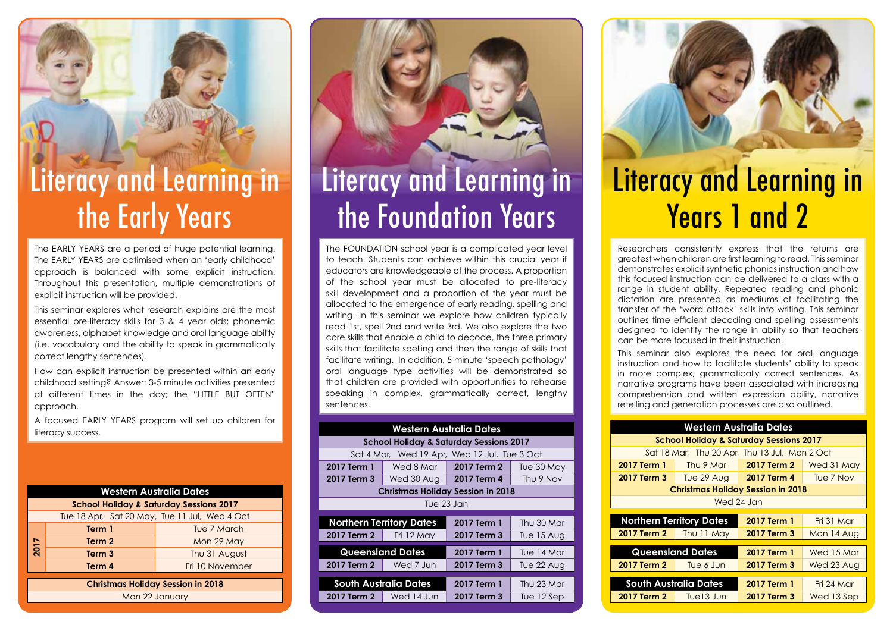# Literacy and Learning in the Early Years

The EARLY YEARS are a period of huge potential learning. The EARLY YEARS are optimised when an 'early childhood' approach is balanced with some explicit instruction. Throughout this presentation, multiple demonstrations of explicit instruction will be provided.

This seminar explores what research explains are the most essential pre-literacy skills for 3 & 4 year olds; phonemic awareness, alphabet knowledge and oral language ability (i.e. vocabulary and the ability to speak in grammatically correct lengthy sentences).

How can explicit instruction be presented within an early childhood setting? Answer: 3-5 minute activities presented at different times in the day; the "LITTLE BUT OFTEN" approach.

A focused EARLY YEARS program will set up children for literacy success.

| Western Australia Dates | | |
|---|---|---|
| School Holiday & Saturday Sessions 2017 | | |
| Tue 18 Apr, Sat 20 May, Tue 11 Jul, Wed 4 Oct | | |
| 2017 | Term 1 | Tue 7 March |
| | Term 2 | Mon 29 May |
| | Term 3 | Thu 31 August |
| | Term 4 | Fri 10 November |
| Christmas Holiday Session in 2018 | | |
| Mon 22 January | | |

# Literacy and Learning in the Foundation Years

The FOUNDATION school year is a complicated year level to teach. Students can achieve within this crucial year if educators are knowledgeable of the process. A proportion of the school year must be allocated to pre-literacy skill development and a proportion of the year must be allocated to the emergence of early reading, spelling and writing. In this seminar we explore how children typically read 1st, spell 2nd and write 3rd. We also explore the two core skills that enable a child to decode, the three primary skills that facilitate spelling and then the range of skills that facilitate writing. In addition, 5 minute 'speech pathology' oral language type activities will be demonstrated so that children are provided with opportunities to rehearse speaking in complex, grammatically correct, lengthy sentences.

| Western Australia Dates | | | |
|---|---|---|---|
| School Holiday & Saturday Sessions 2017 | | | |
| Sat 4 Mar, Wed 19 Apr, Wed 12 Jul, Tue 3 Oct | | | |
| 2017 Term 1 | Wed 8 Mar | 2017 Term 2 | Tue 30 May |
| 2017 Term 3 | Wed 30 Aug | 2017 Term 4 | Thu 9 Nov |
| Christmas Holiday Session in 2018 | | | |
| Tue 23 Jan | | | |

| Northern Territory Dates | | 2017 Term 1 | Thu 30 Mar |
|---|---|---|---|
| 2017 Term 2 | Fri 12 May | 2017 Term 3 | Tue 15 Aug |

| Queensland Dates | | 2017 Term 1 | Tue 14 Mar |
|---|---|---|---|
| 2017 Term 2 | Wed 7 Jun | 2017 Term 3 | Tue 22 Aug |

| South Australia Dates | | 2017 Term 1 | Thu 23 Mar |
|---|---|---|---|
| 2017 Term 2 | Wed 14 Jun | 2017 Term 3 | Tue 12 Sep |

# Literacy and Learning in Years 1 and 2

Researchers consistently express that the returns are greatest when children are first learning to read. This seminar demonstrates explicit synthetic phonics instruction and how this focused instruction can be delivered to a class with a range in student ability. Repeated reading and phonic dictation are presented as mediums of facilitating the transfer of the 'word attack' skills into writing. This seminar outlines time efficient decoding and spelling assessments designed to identify the range in ability so that teachers can be more focused in their instruction.

This seminar also explores the need for oral language instruction and how to facilitate students' ability to speak in more complex, grammatically correct sentences. As narrative programs have been associated with increasing comprehension and written expression ability, narrative retelling and generation processes are also outlined.

| Western Australia Dates | | | |
|---|---|---|---|
| School Holiday & Saturday Sessions 2017 | | | |
| Sat 18 Mar, Thu 20 Apr, Thu 13 Jul, Mon 2 Oct | | | |
| 2017 Term 1 | Thu 9 Mar | 2017 Term 2 | Wed 31 May |
| 2017 Term 3 | Tue 29 Aug | 2017 Term 4 | Tue 7 Nov |
| Christmas Holiday Session in 2018 | | | |
| Wed 24 Jan | | | |

| Northern Territory Dates | | 2017 Term 1 | Fri 31 Mar |
|---|---|---|---|
| 2017 Term 2 | Thu 11 May | 2017 Term 3 | Mon 14 Aug |

| Queensland Dates | | 2017 Term 1 | Wed 15 Mar |
|---|---|---|---|
| 2017 Term 2 | Tue 6 Jun | 2017 Term 3 | Wed 23 Aug |

| South Australia Dates | | 2017 Term 1 | Fri 24 Mar |
|---|---|---|---|
| 2017 Term 2 | Tue13 Jun | 2017 Term 3 | Wed 13 Sep |